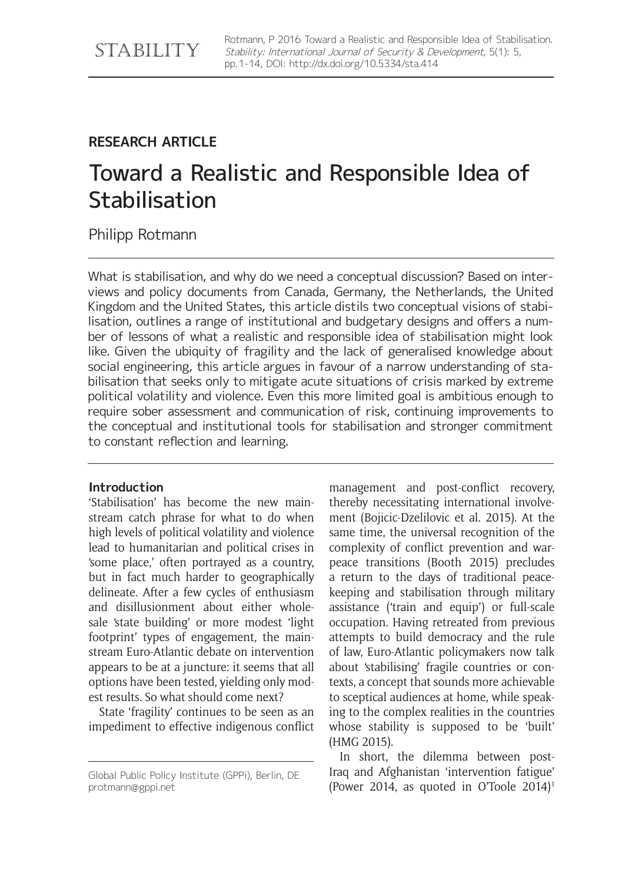**RESEARCH ARTICLE**

# Toward a Realistic and Responsible Idea of Stabilisation

Philipp Rotmann

What is stabilisation, and why do we need a conceptual discussion? Based on interviews and policy documents from Canada, Germany, the Netherlands, the United Kingdom and the United States, this article distils two conceptual visions of stabilisation, outlines a range of institutional and budgetary designs and offers a number of lessons of what a realistic and responsible idea of stabilisation might look like. Given the ubiquity of fragility and the lack of generalised knowledge about social engineering, this article argues in favour of a narrow understanding of stabilisation that seeks only to mitigate acute situations of crisis marked by extreme political volatility and violence. Even this more limited goal is ambitious enough to require sober assessment and communication of risk, continuing improvements to the conceptual and institutional tools for stabilisation and stronger commitment to constant reflection and learning.

## Introduction

'Stabilisation' has become the new mainstream catch phrase for what to do when high levels of political volatility and violence lead to humanitarian and political crises in 'some place,' often portrayed as a country, but in fact much harder to geographically delineate. After a few cycles of enthusiasm and disillusionment about either wholesale 'state building' or more modest 'light footprint' types of engagement, the mainstream Euro-Atlantic debate on intervention appears to be at a juncture: it seems that all options have been tested, yielding only modest results. So what should come next?

State 'fragility' continues to be seen as an impediment to effective indigenous conflict management and post-conflict recovery, thereby necessitating international involvement (Bojicic-Dzelilovic et al. 2015). At the same time, the universal recognition of the complexity of conflict prevention and war-peace transitions (Booth 2015) precludes a return to the days of traditional peacekeeping and stabilisation through military assistance ('train and equip') or full-scale occupation. Having retreated from previous attempts to build democracy and the rule of law, Euro-Atlantic policymakers now talk about 'stabilising' fragile countries or contexts, a concept that sounds more achievable to sceptical audiences at home, while speaking to the complex realities in the countries whose stability is supposed to be 'built' (HMG 2015).

In short, the dilemma between post-Iraq and Afghanistan 'intervention fatigue' (Power 2014, as quoted in O'Toole 2014)[1]

Global Public Policy Institute (GPPi), Berlin, DE
protmann@gppi.net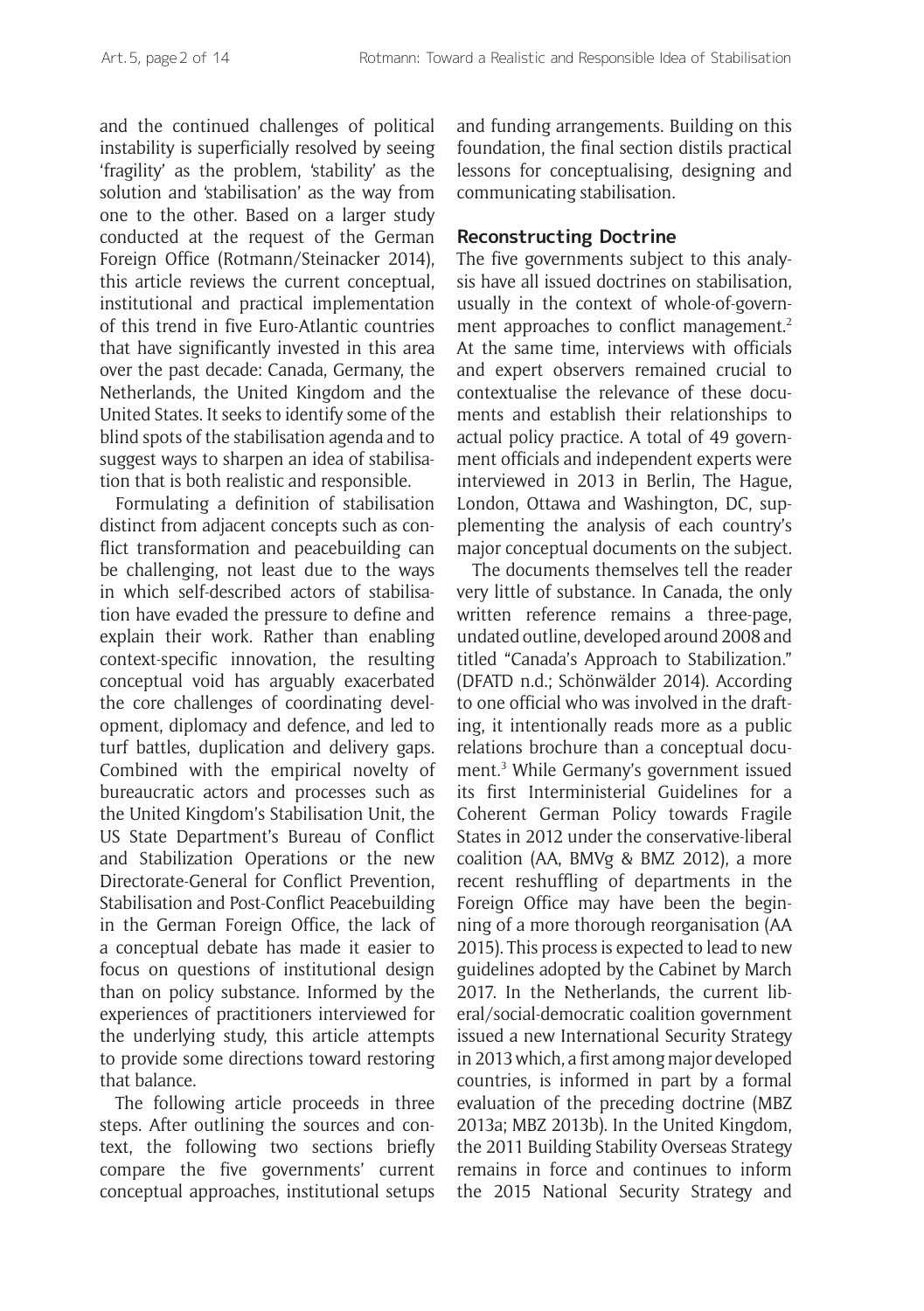and the continued challenges of political instability is superficially resolved by seeing 'fragility' as the problem, 'stability' as the solution and 'stabilisation' as the way from one to the other. Based on a larger study conducted at the request of the German Foreign Office (Rotmann/Steinacker 2014), this article reviews the current conceptual, institutional and practical implementation of this trend in five Euro-Atlantic countries that have significantly invested in this area over the past decade: Canada, Germany, the Netherlands, the United Kingdom and the United States. It seeks to identify some of the blind spots of the stabilisation agenda and to suggest ways to sharpen an idea of stabilisation that is both realistic and responsible.

Formulating a definition of stabilisation distinct from adjacent concepts such as conflict transformation and peacebuilding can be challenging, not least due to the ways in which self-described actors of stabilisation have evaded the pressure to define and explain their work. Rather than enabling context-specific innovation, the resulting conceptual void has arguably exacerbated the core challenges of coordinating development, diplomacy and defence, and led to turf battles, duplication and delivery gaps. Combined with the empirical novelty of bureaucratic actors and processes such as the United Kingdom's Stabilisation Unit, the US State Department's Bureau of Conflict and Stabilization Operations or the new Directorate-General for Conflict Prevention, Stabilisation and Post-Conflict Peacebuilding in the German Foreign Office, the lack of a conceptual debate has made it easier to focus on questions of institutional design than on policy substance. Informed by the experiences of practitioners interviewed for the underlying study, this article attempts to provide some directions toward restoring that balance.

The following article proceeds in three steps. After outlining the sources and context, the following two sections briefly compare the five governments' current conceptual approaches, institutional setups and funding arrangements. Building on this foundation, the final section distils practical lessons for conceptualising, designing and communicating stabilisation.

## Reconstructing Doctrine

The five governments subject to this analysis have all issued doctrines on stabilisation, usually in the context of whole-of-government approaches to conflict management.[2] At the same time, interviews with officials and expert observers remained crucial to contextualise the relevance of these documents and establish their relationships to actual policy practice. A total of 49 government officials and independent experts were interviewed in 2013 in Berlin, The Hague, London, Ottawa and Washington, DC, supplementing the analysis of each country's major conceptual documents on the subject.

The documents themselves tell the reader very little of substance. In Canada, the only written reference remains a three-page, undated outline, developed around 2008 and titled "Canada's Approach to Stabilization." (DFATD n.d.; Schönwälder 2014). According to one official who was involved in the drafting, it intentionally reads more as a public relations brochure than a conceptual document.[3] While Germany's government issued its first Interministerial Guidelines for a Coherent German Policy towards Fragile States in 2012 under the conservative-liberal coalition (AA, BMVg & BMZ 2012), a more recent reshuffling of departments in the Foreign Office may have been the beginning of a more thorough reorganisation (AA 2015). This process is expected to lead to new guidelines adopted by the Cabinet by March 2017. In the Netherlands, the current liberal/social-democratic coalition government issued a new International Security Strategy in 2013 which, a first among major developed countries, is informed in part by a formal evaluation of the preceding doctrine (MBZ 2013a; MBZ 2013b). In the United Kingdom, the 2011 Building Stability Overseas Strategy remains in force and continues to inform the 2015 National Security Strategy and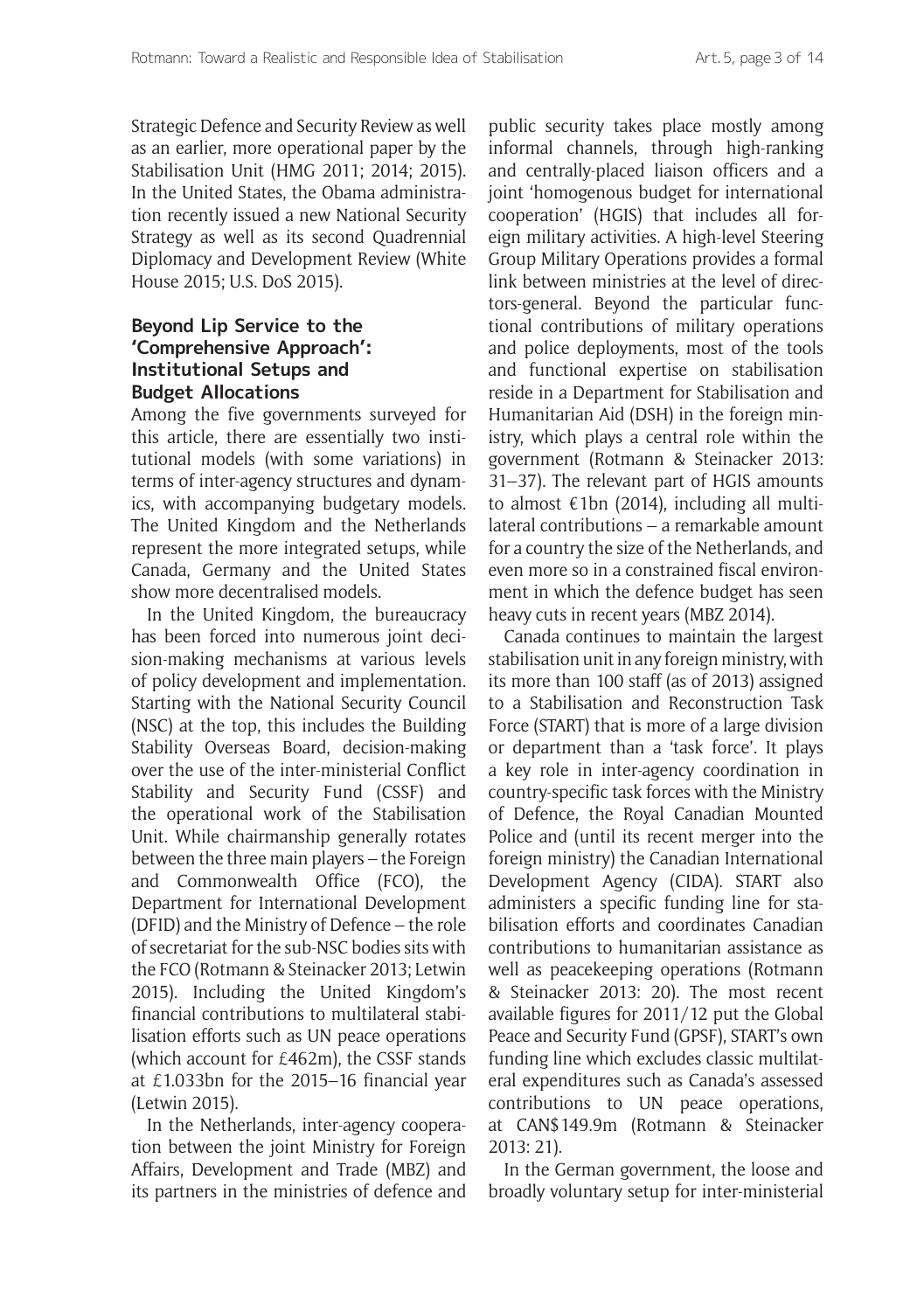Strategic Defence and Security Review as well as an earlier, more operational paper by the Stabilisation Unit (HMG 2011; 2014; 2015). In the United States, the Obama administration recently issued a new National Security Strategy as well as its second Quadrennial Diplomacy and Development Review (White House 2015; U.S. DoS 2015).

## Beyond Lip Service to the 'Comprehensive Approach': Institutional Setups and Budget Allocations

Among the five governments surveyed for this article, there are essentially two institutional models (with some variations) in terms of inter-agency structures and dynamics, with accompanying budgetary models. The United Kingdom and the Netherlands represent the more integrated setups, while Canada, Germany and the United States show more decentralised models.

In the United Kingdom, the bureaucracy has been forced into numerous joint decision-making mechanisms at various levels of policy development and implementation. Starting with the National Security Council (NSC) at the top, this includes the Building Stability Overseas Board, decision-making over the use of the inter-ministerial Conflict Stability and Security Fund (CSSF) and the operational work of the Stabilisation Unit. While chairmanship generally rotates between the three main players – the Foreign and Commonwealth Office (FCO), the Department for International Development (DFID) and the Ministry of Defence – the role of secretariat for the sub-NSC bodies sits with the FCO (Rotmann & Steinacker 2013; Letwin 2015). Including the United Kingdom's financial contributions to multilateral stabilisation efforts such as UN peace operations (which account for £462m), the CSSF stands at £1.033bn for the 2015–16 financial year (Letwin 2015).

In the Netherlands, inter-agency cooperation between the joint Ministry for Foreign Affairs, Development and Trade (MBZ) and its partners in the ministries of defence and public security takes place mostly among informal channels, through high-ranking and centrally-placed liaison officers and a joint 'homogenous budget for international cooperation' (HGIS) that includes all foreign military activities. A high-level Steering Group Military Operations provides a formal link between ministries at the level of directors-general. Beyond the particular functional contributions of military operations and police deployments, most of the tools and functional expertise on stabilisation reside in a Department for Stabilisation and Humanitarian Aid (DSH) in the foreign ministry, which plays a central role within the government (Rotmann & Steinacker 2013: 31–37). The relevant part of HGIS amounts to almost €1bn (2014), including all multilateral contributions – a remarkable amount for a country the size of the Netherlands, and even more so in a constrained fiscal environment in which the defence budget has seen heavy cuts in recent years (MBZ 2014).

Canada continues to maintain the largest stabilisation unit in any foreign ministry, with its more than 100 staff (as of 2013) assigned to a Stabilisation and Reconstruction Task Force (START) that is more of a large division or department than a 'task force'. It plays a key role in inter-agency coordination in country-specific task forces with the Ministry of Defence, the Royal Canadian Mounted Police and (until its recent merger into the foreign ministry) the Canadian International Development Agency (CIDA). START also administers a specific funding line for stabilisation efforts and coordinates Canadian contributions to humanitarian assistance as well as peacekeeping operations (Rotmann & Steinacker 2013: 20). The most recent available figures for 2011/12 put the Global Peace and Security Fund (GPSF), START's own funding line which excludes classic multilateral expenditures such as Canada's assessed contributions to UN peace operations, at CAN$149.9m (Rotmann & Steinacker 2013: 21).

In the German government, the loose and broadly voluntary setup for inter-ministerial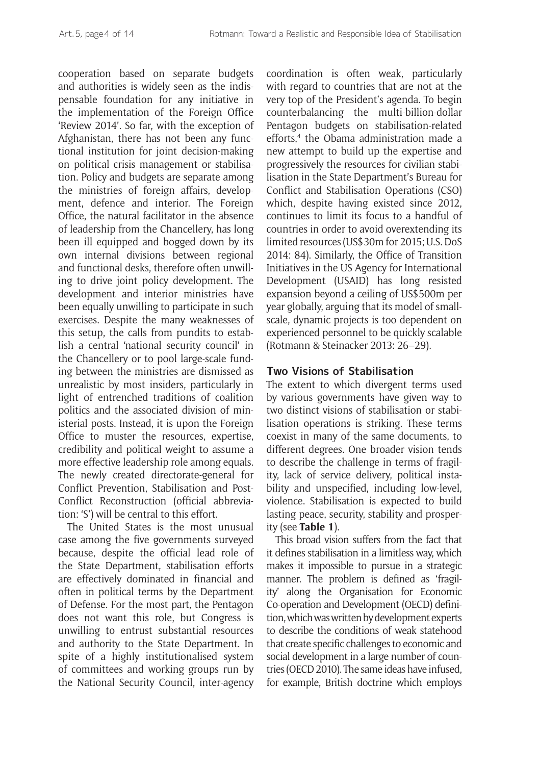cooperation based on separate budgets and authorities is widely seen as the indispensable foundation for any initiative in the implementation of the Foreign Office 'Review 2014'. So far, with the exception of Afghanistan, there has not been any functional institution for joint decision-making on political crisis management or stabilisation. Policy and budgets are separate among the ministries of foreign affairs, development, defence and interior. The Foreign Office, the natural facilitator in the absence of leadership from the Chancellery, has long been ill equipped and bogged down by its own internal divisions between regional and functional desks, therefore often unwilling to drive joint policy development. The development and interior ministries have been equally unwilling to participate in such exercises. Despite the many weaknesses of this setup, the calls from pundits to establish a central 'national security council' in the Chancellery or to pool large-scale funding between the ministries are dismissed as unrealistic by most insiders, particularly in light of entrenched traditions of coalition politics and the associated division of ministerial posts. Instead, it is upon the Foreign Office to muster the resources, expertise, credibility and political weight to assume a more effective leadership role among equals. The newly created directorate-general for Conflict Prevention, Stabilisation and Post-Conflict Reconstruction (official abbreviation: 'S') will be central to this effort.

The United States is the most unusual case among the five governments surveyed because, despite the official lead role of the State Department, stabilisation efforts are effectively dominated in financial and often in political terms by the Department of Defense. For the most part, the Pentagon does not want this role, but Congress is unwilling to entrust substantial resources and authority to the State Department. In spite of a highly institutionalised system of committees and working groups run by the National Security Council, inter-agency coordination is often weak, particularly with regard to countries that are not at the very top of the President's agenda. To begin counterbalancing the multi-billion-dollar Pentagon budgets on stabilisation-related efforts,[4] the Obama administration made a new attempt to build up the expertise and progressively the resources for civilian stabilisation in the State Department's Bureau for Conflict and Stabilisation Operations (CSO) which, despite having existed since 2012, continues to limit its focus to a handful of countries in order to avoid overextending its limited resources (US$30m for 2015; U.S. DoS 2014: 84). Similarly, the Office of Transition Initiatives in the US Agency for International Development (USAID) has long resisted expansion beyond a ceiling of US$500m per year globally, arguing that its model of small-scale, dynamic projects is too dependent on experienced personnel to be quickly scalable (Rotmann & Steinacker 2013: 26–29).

## Two Visions of Stabilisation

The extent to which divergent terms used by various governments have given way to two distinct visions of stabilisation or stabilisation operations is striking. These terms coexist in many of the same documents, to different degrees. One broader vision tends to describe the challenge in terms of fragility, lack of service delivery, political instability and unspecified, including low-level, violence. Stabilisation is expected to build lasting peace, security, stability and prosperity (see **Table 1**).

This broad vision suffers from the fact that it defines stabilisation in a limitless way, which makes it impossible to pursue in a strategic manner. The problem is defined as 'fragility' along the Organisation for Economic Co-operation and Development (OECD) definition, which was written by development experts to describe the conditions of weak statehood that create specific challenges to economic and social development in a large number of countries (OECD 2010). The same ideas have infused, for example, British doctrine which employs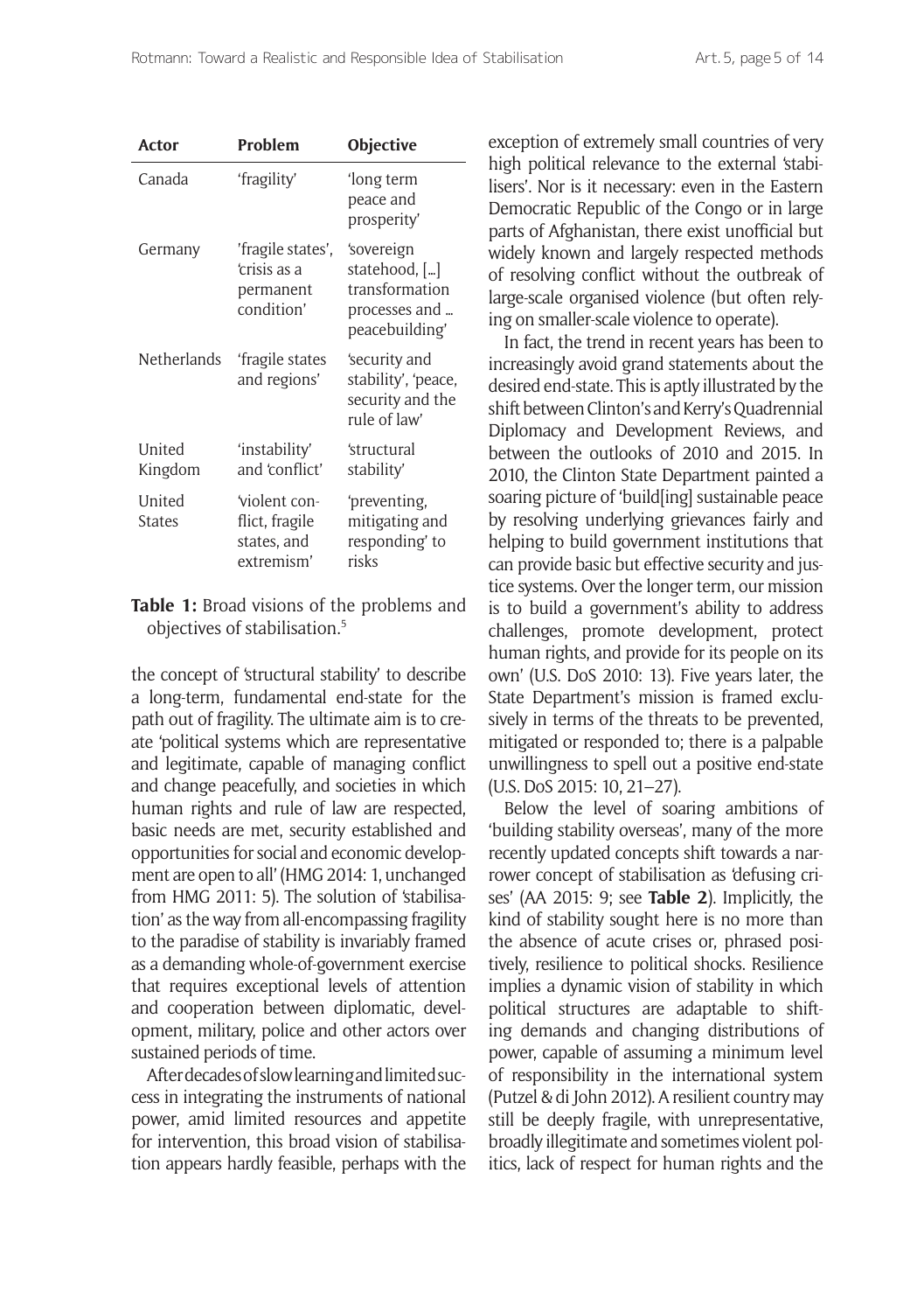| Actor | Problem | Objective |
|---|---|---|
| Canada | 'fragility' | 'long term peace and prosperity' |
| Germany | 'fragile states', 'crisis as a permanent condition' | 'sovereign statehood, [...] transformation processes and ... peacebuilding' |
| Netherlands | 'fragile states and regions' | 'security and stability', 'peace, security and the rule of law' |
| United Kingdom | 'instability' and 'conflict' | 'structural stability' |
| United States | 'violent conflict, fragile states, and extremism' | 'preventing, mitigating and responding' to risks |

**Table 1:** Broad visions of the problems and objectives of stabilisation.[5]

the concept of 'structural stability' to describe a long-term, fundamental end-state for the path out of fragility. The ultimate aim is to create 'political systems which are representative and legitimate, capable of managing conflict and change peacefully, and societies in which human rights and rule of law are respected, basic needs are met, security established and opportunities for social and economic development are open to all' (HMG 2014: 1, unchanged from HMG 2011: 5). The solution of 'stabilisation' as the way from all-encompassing fragility to the paradise of stability is invariably framed as a demanding whole-of-government exercise that requires exceptional levels of attention and cooperation between diplomatic, development, military, police and other actors over sustained periods of time.

After decades of slow learning and limited success in integrating the instruments of national power, amid limited resources and appetite for intervention, this broad vision of stabilisation appears hardly feasible, perhaps with the exception of extremely small countries of very high political relevance to the external 'stabilisers'. Nor is it necessary: even in the Eastern Democratic Republic of the Congo or in large parts of Afghanistan, there exist unofficial but widely known and largely respected methods of resolving conflict without the outbreak of large-scale organised violence (but often relying on smaller-scale violence to operate).

In fact, the trend in recent years has been to increasingly avoid grand statements about the desired end-state. This is aptly illustrated by the shift between Clinton's and Kerry's Quadrennial Diplomacy and Development Reviews, and between the outlooks of 2010 and 2015. In 2010, the Clinton State Department painted a soaring picture of 'build[ing] sustainable peace by resolving underlying grievances fairly and helping to build government institutions that can provide basic but effective security and justice systems. Over the longer term, our mission is to build a government's ability to address challenges, promote development, protect human rights, and provide for its people on its own' (U.S. DoS 2010: 13). Five years later, the State Department's mission is framed exclusively in terms of the threats to be prevented, mitigated or responded to; there is a palpable unwillingness to spell out a positive end-state (U.S. DoS 2015: 10, 21–27).

Below the level of soaring ambitions of 'building stability overseas', many of the more recently updated concepts shift towards a narrower concept of stabilisation as 'defusing crises' (AA 2015: 9; see **Table 2**). Implicitly, the kind of stability sought here is no more than the absence of acute crises or, phrased positively, resilience to political shocks. Resilience implies a dynamic vision of stability in which political structures are adaptable to shifting demands and changing distributions of power, capable of assuming a minimum level of responsibility in the international system (Putzel & di John 2012). A resilient country may still be deeply fragile, with unrepresentative, broadly illegitimate and sometimes violent politics, lack of respect for human rights and the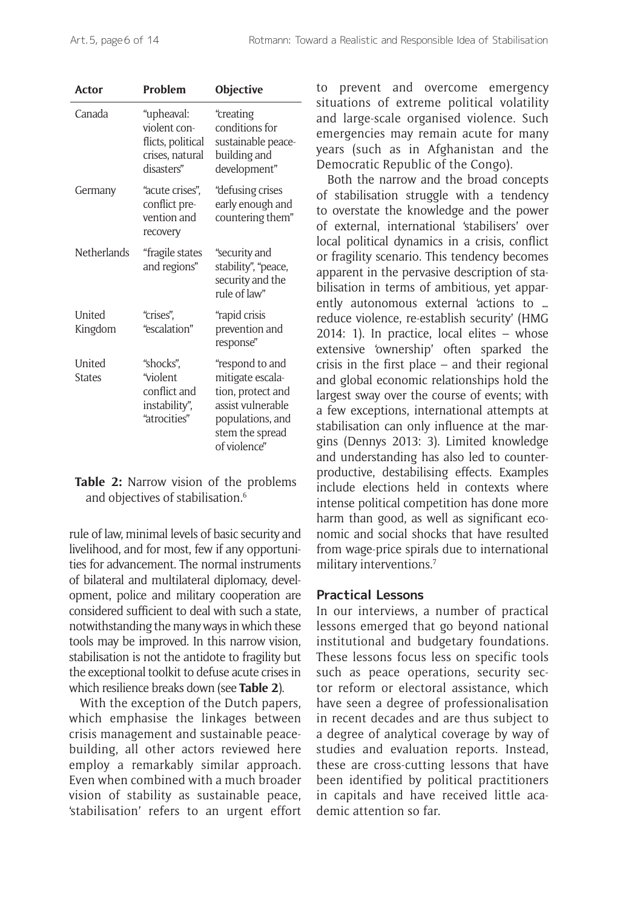| Actor | Problem | Objective |
|---|---|---|
| Canada | "upheaval: violent conflicts, political crises, natural disasters" | "creating conditions for sustainable peacebuilding and development" |
| Germany | "acute crises", conflict prevention and recovery | "defusing crises early enough and countering them" |
| Netherlands | "fragile states and regions" | "security and stability", "peace, security and the rule of law" |
| United Kingdom | "crises", "escalation" | "rapid crisis prevention and response" |
| United States | "shocks", "violent conflict and instability", "atrocities" | "respond to and mitigate escalation, protect and assist vulnerable populations, and stem the spread of violence" |

**Table 2:** Narrow vision of the problems and objectives of stabilisation.[6]

rule of law, minimal levels of basic security and livelihood, and for most, few if any opportunities for advancement. The normal instruments of bilateral and multilateral diplomacy, development, police and military cooperation are considered sufficient to deal with such a state, notwithstanding the many ways in which these tools may be improved. In this narrow vision, stabilisation is not the antidote to fragility but the exceptional toolkit to defuse acute crises in which resilience breaks down (see **Table 2**).

With the exception of the Dutch papers, which emphasise the linkages between crisis management and sustainable peacebuilding, all other actors reviewed here employ a remarkably similar approach. Even when combined with a much broader vision of stability as sustainable peace, 'stabilisation' refers to an urgent effort to prevent and overcome emergency situations of extreme political volatility and large-scale organised violence. Such emergencies may remain acute for many years (such as in Afghanistan and the Democratic Republic of the Congo).

Both the narrow and the broad concepts of stabilisation struggle with a tendency to overstate the knowledge and the power of external, international 'stabilisers' over local political dynamics in a crisis, conflict or fragility scenario. This tendency becomes apparent in the pervasive description of stabilisation in terms of ambitious, yet apparently autonomous external 'actions to … reduce violence, re-establish security' (HMG 2014: 1). In practice, local elites – whose extensive 'ownership' often sparked the crisis in the first place – and their regional and global economic relationships hold the largest sway over the course of events; with a few exceptions, international attempts at stabilisation can only influence at the margins (Dennys 2013: 3). Limited knowledge and understanding has also led to counterproductive, destabilising effects. Examples include elections held in contexts where intense political competition has done more harm than good, as well as significant economic and social shocks that have resulted from wage-price spirals due to international military interventions.[7]

## Practical Lessons

In our interviews, a number of practical lessons emerged that go beyond national institutional and budgetary foundations. These lessons focus less on specific tools such as peace operations, security sector reform or electoral assistance, which have seen a degree of professionalisation in recent decades and are thus subject to a degree of analytical coverage by way of studies and evaluation reports. Instead, these are cross-cutting lessons that have been identified by political practitioners in capitals and have received little academic attention so far.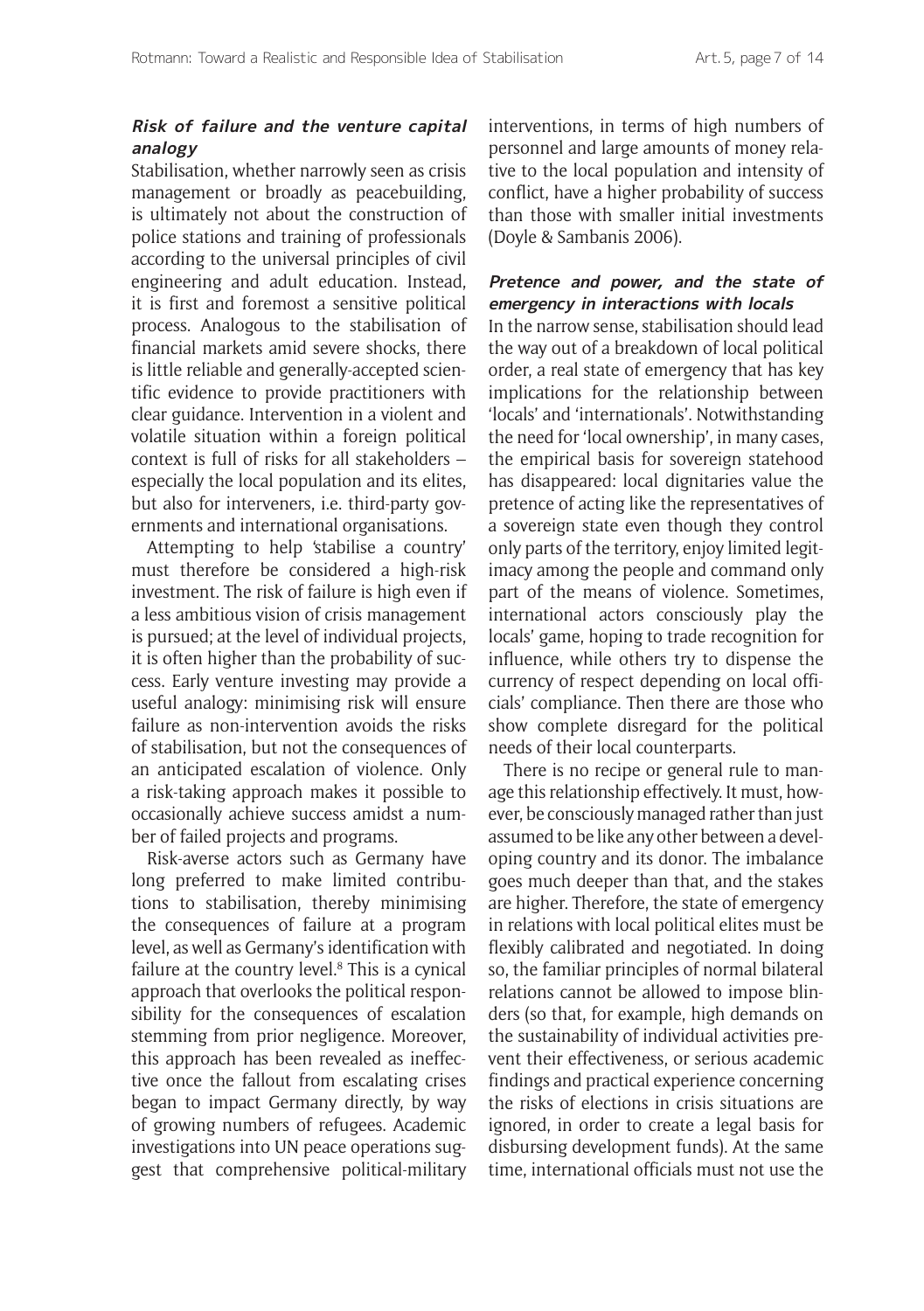### *Risk of failure and the venture capital analogy*

Stabilisation, whether narrowly seen as crisis management or broadly as peacebuilding, is ultimately not about the construction of police stations and training of professionals according to the universal principles of civil engineering and adult education. Instead, it is first and foremost a sensitive political process. Analogous to the stabilisation of financial markets amid severe shocks, there is little reliable and generally-accepted scientific evidence to provide practitioners with clear guidance. Intervention in a violent and volatile situation within a foreign political context is full of risks for all stakeholders – especially the local population and its elites, but also for interveners, i.e. third-party governments and international organisations.

Attempting to help 'stabilise a country' must therefore be considered a high-risk investment. The risk of failure is high even if a less ambitious vision of crisis management is pursued; at the level of individual projects, it is often higher than the probability of success. Early venture investing may provide a useful analogy: minimising risk will ensure failure as non-intervention avoids the risks of stabilisation, but not the consequences of an anticipated escalation of violence. Only a risk-taking approach makes it possible to occasionally achieve success amidst a number of failed projects and programs.

Risk-averse actors such as Germany have long preferred to make limited contributions to stabilisation, thereby minimising the consequences of failure at a program level, as well as Germany's identification with failure at the country level.[8] This is a cynical approach that overlooks the political responsibility for the consequences of escalation stemming from prior negligence. Moreover, this approach has been revealed as ineffective once the fallout from escalating crises began to impact Germany directly, by way of growing numbers of refugees. Academic investigations into UN peace operations suggest that comprehensive political-military interventions, in terms of high numbers of personnel and large amounts of money relative to the local population and intensity of conflict, have a higher probability of success than those with smaller initial investments (Doyle & Sambanis 2006).

### *Pretence and power, and the state of emergency in interactions with locals*

In the narrow sense, stabilisation should lead the way out of a breakdown of local political order, a real state of emergency that has key implications for the relationship between 'locals' and 'internationals'. Notwithstanding the need for 'local ownership', in many cases, the empirical basis for sovereign statehood has disappeared: local dignitaries value the pretence of acting like the representatives of a sovereign state even though they control only parts of the territory, enjoy limited legitimacy among the people and command only part of the means of violence. Sometimes, international actors consciously play the locals' game, hoping to trade recognition for influence, while others try to dispense the currency of respect depending on local officials' compliance. Then there are those who show complete disregard for the political needs of their local counterparts.

There is no recipe or general rule to manage this relationship effectively. It must, however, be consciously managed rather than just assumed to be like any other between a developing country and its donor. The imbalance goes much deeper than that, and the stakes are higher. Therefore, the state of emergency in relations with local political elites must be flexibly calibrated and negotiated. In doing so, the familiar principles of normal bilateral relations cannot be allowed to impose blinders (so that, for example, high demands on the sustainability of individual activities prevent their effectiveness, or serious academic findings and practical experience concerning the risks of elections in crisis situations are ignored, in order to create a legal basis for disbursing development funds). At the same time, international officials must not use the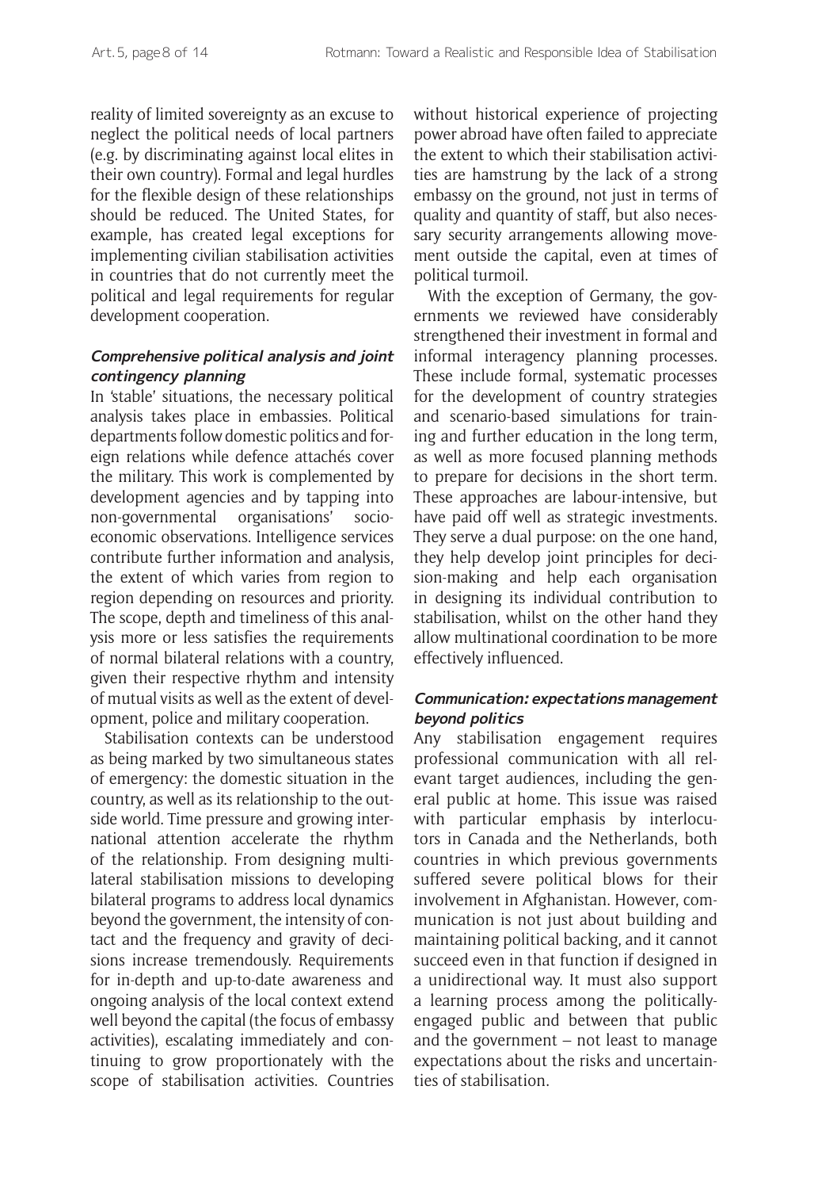reality of limited sovereignty as an excuse to neglect the political needs of local partners (e.g. by discriminating against local elites in their own country). Formal and legal hurdles for the flexible design of these relationships should be reduced. The United States, for example, has created legal exceptions for implementing civilian stabilisation activities in countries that do not currently meet the political and legal requirements for regular development cooperation.

#### *Comprehensive political analysis and joint contingency planning*

In 'stable' situations, the necessary political analysis takes place in embassies. Political departments follow domestic politics and foreign relations while defence attachés cover the military. This work is complemented by development agencies and by tapping into non-governmental organisations' socio-economic observations. Intelligence services contribute further information and analysis, the extent of which varies from region to region depending on resources and priority. The scope, depth and timeliness of this analysis more or less satisfies the requirements of normal bilateral relations with a country, given their respective rhythm and intensity of mutual visits as well as the extent of development, police and military cooperation.

Stabilisation contexts can be understood as being marked by two simultaneous states of emergency: the domestic situation in the country, as well as its relationship to the outside world. Time pressure and growing international attention accelerate the rhythm of the relationship. From designing multilateral stabilisation missions to developing bilateral programs to address local dynamics beyond the government, the intensity of contact and the frequency and gravity of decisions increase tremendously. Requirements for in-depth and up-to-date awareness and ongoing analysis of the local context extend well beyond the capital (the focus of embassy activities), escalating immediately and continuing to grow proportionately with the scope of stabilisation activities. Countries without historical experience of projecting power abroad have often failed to appreciate the extent to which their stabilisation activities are hamstrung by the lack of a strong embassy on the ground, not just in terms of quality and quantity of staff, but also necessary security arrangements allowing movement outside the capital, even at times of political turmoil.

With the exception of Germany, the governments we reviewed have considerably strengthened their investment in formal and informal interagency planning processes. These include formal, systematic processes for the development of country strategies and scenario-based simulations for training and further education in the long term, as well as more focused planning methods to prepare for decisions in the short term. These approaches are labour-intensive, but have paid off well as strategic investments. They serve a dual purpose: on the one hand, they help develop joint principles for decision-making and help each organisation in designing its individual contribution to stabilisation, whilst on the other hand they allow multinational coordination to be more effectively influenced.

#### *Communication: expectations management beyond politics*

Any stabilisation engagement requires professional communication with all relevant target audiences, including the general public at home. This issue was raised with particular emphasis by interlocutors in Canada and the Netherlands, both countries in which previous governments suffered severe political blows for their involvement in Afghanistan. However, communication is not just about building and maintaining political backing, and it cannot succeed even in that function if designed in a unidirectional way. It must also support a learning process among the politically-engaged public and between that public and the government – not least to manage expectations about the risks and uncertainties of stabilisation.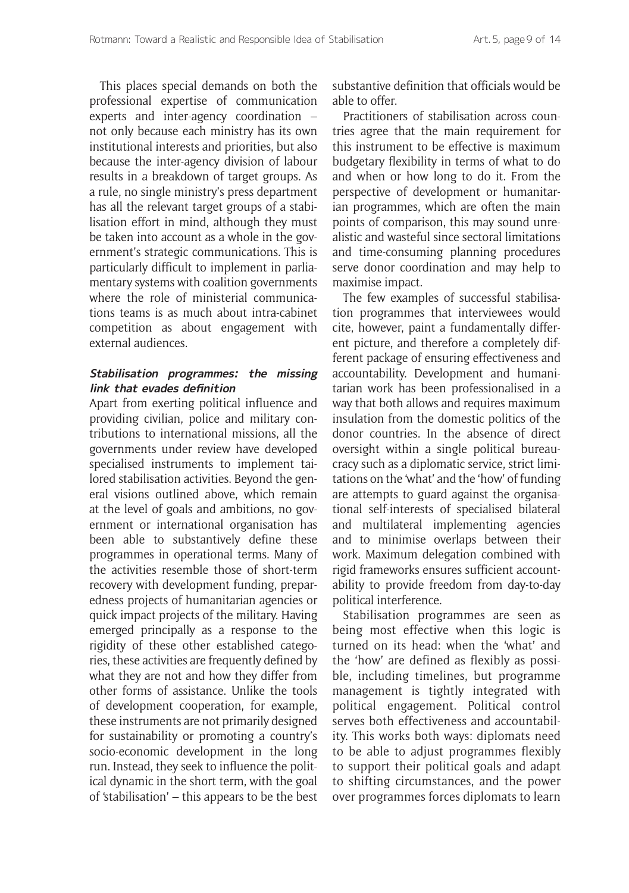This places special demands on both the professional expertise of communication experts and inter-agency coordination – not only because each ministry has its own institutional interests and priorities, but also because the inter-agency division of labour results in a breakdown of target groups. As a rule, no single ministry's press department has all the relevant target groups of a stabilisation effort in mind, although they must be taken into account as a whole in the government's strategic communications. This is particularly difficult to implement in parliamentary systems with coalition governments where the role of ministerial communications teams is as much about intra-cabinet competition as about engagement with external audiences.

### *Stabilisation programmes: the missing link that evades definition*

Apart from exerting political influence and providing civilian, police and military contributions to international missions, all the governments under review have developed specialised instruments to implement tailored stabilisation activities. Beyond the general visions outlined above, which remain at the level of goals and ambitions, no government or international organisation has been able to substantively define these programmes in operational terms. Many of the activities resemble those of short-term recovery with development funding, preparedness projects of humanitarian agencies or quick impact projects of the military. Having emerged principally as a response to the rigidity of these other established categories, these activities are frequently defined by what they are not and how they differ from other forms of assistance. Unlike the tools of development cooperation, for example, these instruments are not primarily designed for sustainability or promoting a country's socio-economic development in the long run. Instead, they seek to influence the political dynamic in the short term, with the goal of 'stabilisation' – this appears to be the best substantive definition that officials would be able to offer.

Practitioners of stabilisation across countries agree that the main requirement for this instrument to be effective is maximum budgetary flexibility in terms of what to do and when or how long to do it. From the perspective of development or humanitarian programmes, which are often the main points of comparison, this may sound unrealistic and wasteful since sectoral limitations and time-consuming planning procedures serve donor coordination and may help to maximise impact.

The few examples of successful stabilisation programmes that interviewees would cite, however, paint a fundamentally different picture, and therefore a completely different package of ensuring effectiveness and accountability. Development and humanitarian work has been professionalised in a way that both allows and requires maximum insulation from the domestic politics of the donor countries. In the absence of direct oversight within a single political bureaucracy such as a diplomatic service, strict limitations on the 'what' and the 'how' of funding are attempts to guard against the organisational self-interests of specialised bilateral and multilateral implementing agencies and to minimise overlaps between their work. Maximum delegation combined with rigid frameworks ensures sufficient accountability to provide freedom from day-to-day political interference.

Stabilisation programmes are seen as being most effective when this logic is turned on its head: when the 'what' and the 'how' are defined as flexibly as possible, including timelines, but programme management is tightly integrated with political engagement. Political control serves both effectiveness and accountability. This works both ways: diplomats need to be able to adjust programmes flexibly to support their political goals and adapt to shifting circumstances, and the power over programmes forces diplomats to learn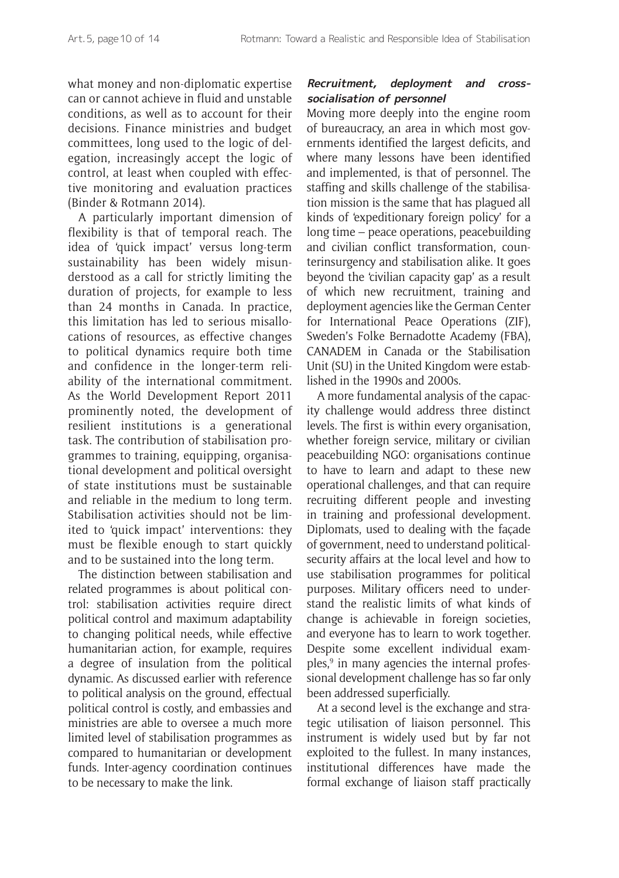what money and non-diplomatic expertise can or cannot achieve in fluid and unstable conditions, as well as to account for their decisions. Finance ministries and budget committees, long used to the logic of delegation, increasingly accept the logic of control, at least when coupled with effective monitoring and evaluation practices (Binder & Rotmann 2014).

A particularly important dimension of flexibility is that of temporal reach. The idea of 'quick impact' versus long-term sustainability has been widely misunderstood as a call for strictly limiting the duration of projects, for example to less than 24 months in Canada. In practice, this limitation has led to serious misallocations of resources, as effective changes to political dynamics require both time and confidence in the longer-term reliability of the international commitment. As the World Development Report 2011 prominently noted, the development of resilient institutions is a generational task. The contribution of stabilisation programmes to training, equipping, organisational development and political oversight of state institutions must be sustainable and reliable in the medium to long term. Stabilisation activities should not be limited to 'quick impact' interventions: they must be flexible enough to start quickly and to be sustained into the long term.

The distinction between stabilisation and related programmes is about political control: stabilisation activities require direct political control and maximum adaptability to changing political needs, while effective humanitarian action, for example, requires a degree of insulation from the political dynamic. As discussed earlier with reference to political analysis on the ground, effectual political control is costly, and embassies and ministries are able to oversee a much more limited level of stabilisation programmes as compared to humanitarian or development funds. Inter-agency coordination continues to be necessary to make the link.

### Recruitment, deployment and cross-socialisation of personnel

Moving more deeply into the engine room of bureaucracy, an area in which most governments identified the largest deficits, and where many lessons have been identified and implemented, is that of personnel. The staffing and skills challenge of the stabilisation mission is the same that has plagued all kinds of 'expeditionary foreign policy' for a long time – peace operations, peacebuilding and civilian conflict transformation, counterinsurgency and stabilisation alike. It goes beyond the 'civilian capacity gap' as a result of which new recruitment, training and deployment agencies like the German Center for International Peace Operations (ZIF), Sweden's Folke Bernadotte Academy (FBA), CANADEM in Canada or the Stabilisation Unit (SU) in the United Kingdom were established in the 1990s and 2000s.

A more fundamental analysis of the capacity challenge would address three distinct levels. The first is within every organisation, whether foreign service, military or civilian peacebuilding NGO: organisations continue to have to learn and adapt to these new operational challenges, and that can require recruiting different people and investing in training and professional development. Diplomats, used to dealing with the façade of government, need to understand political-security affairs at the local level and how to use stabilisation programmes for political purposes. Military officers need to understand the realistic limits of what kinds of change is achievable in foreign societies, and everyone has to learn to work together. Despite some excellent individual examples,[9] in many agencies the internal professional development challenge has so far only been addressed superficially.

At a second level is the exchange and strategic utilisation of liaison personnel. This instrument is widely used but by far not exploited to the fullest. In many instances, institutional differences have made the formal exchange of liaison staff practically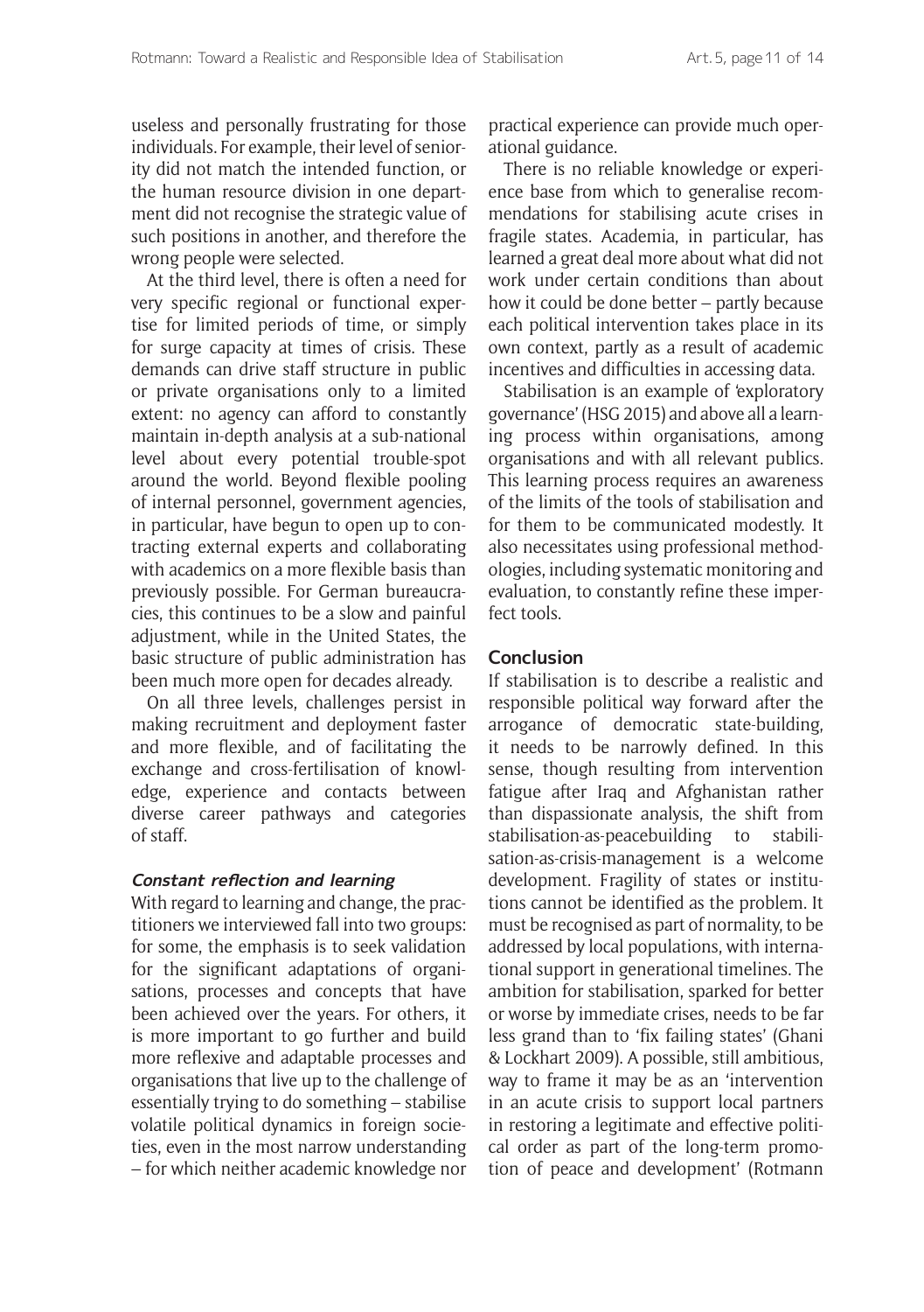useless and personally frustrating for those individuals. For example, their level of seniority did not match the intended function, or the human resource division in one department did not recognise the strategic value of such positions in another, and therefore the wrong people were selected.

At the third level, there is often a need for very specific regional or functional expertise for limited periods of time, or simply for surge capacity at times of crisis. These demands can drive staff structure in public or private organisations only to a limited extent: no agency can afford to constantly maintain in-depth analysis at a sub-national level about every potential trouble-spot around the world. Beyond flexible pooling of internal personnel, government agencies, in particular, have begun to open up to contracting external experts and collaborating with academics on a more flexible basis than previously possible. For German bureaucracies, this continues to be a slow and painful adjustment, while in the United States, the basic structure of public administration has been much more open for decades already.

On all three levels, challenges persist in making recruitment and deployment faster and more flexible, and of facilitating the exchange and cross-fertilisation of knowledge, experience and contacts between diverse career pathways and categories of staff.

### *Constant reflection and learning*

With regard to learning and change, the practitioners we interviewed fall into two groups: for some, the emphasis is to seek validation for the significant adaptations of organisations, processes and concepts that have been achieved over the years. For others, it is more important to go further and build more reflexive and adaptable processes and organisations that live up to the challenge of essentially trying to do something – stabilise volatile political dynamics in foreign societies, even in the most narrow understanding – for which neither academic knowledge nor practical experience can provide much operational guidance.

There is no reliable knowledge or experience base from which to generalise recommendations for stabilising acute crises in fragile states. Academia, in particular, has learned a great deal more about what did not work under certain conditions than about how it could be done better – partly because each political intervention takes place in its own context, partly as a result of academic incentives and difficulties in accessing data.

Stabilisation is an example of 'exploratory governance' (HSG 2015) and above all a learning process within organisations, among organisations and with all relevant publics. This learning process requires an awareness of the limits of the tools of stabilisation and for them to be communicated modestly. It also necessitates using professional methodologies, including systematic monitoring and evaluation, to constantly refine these imperfect tools.

## Conclusion

If stabilisation is to describe a realistic and responsible political way forward after the arrogance of democratic state-building, it needs to be narrowly defined. In this sense, though resulting from intervention fatigue after Iraq and Afghanistan rather than dispassionate analysis, the shift from stabilisation-as-peacebuilding to stabilisation-as-crisis-management is a welcome development. Fragility of states or institutions cannot be identified as the problem. It must be recognised as part of normality, to be addressed by local populations, with international support in generational timelines. The ambition for stabilisation, sparked for better or worse by immediate crises, needs to be far less grand than to 'fix failing states' (Ghani & Lockhart 2009). A possible, still ambitious, way to frame it may be as an 'intervention in an acute crisis to support local partners in restoring a legitimate and effective political order as part of the long-term promotion of peace and development' (Rotmann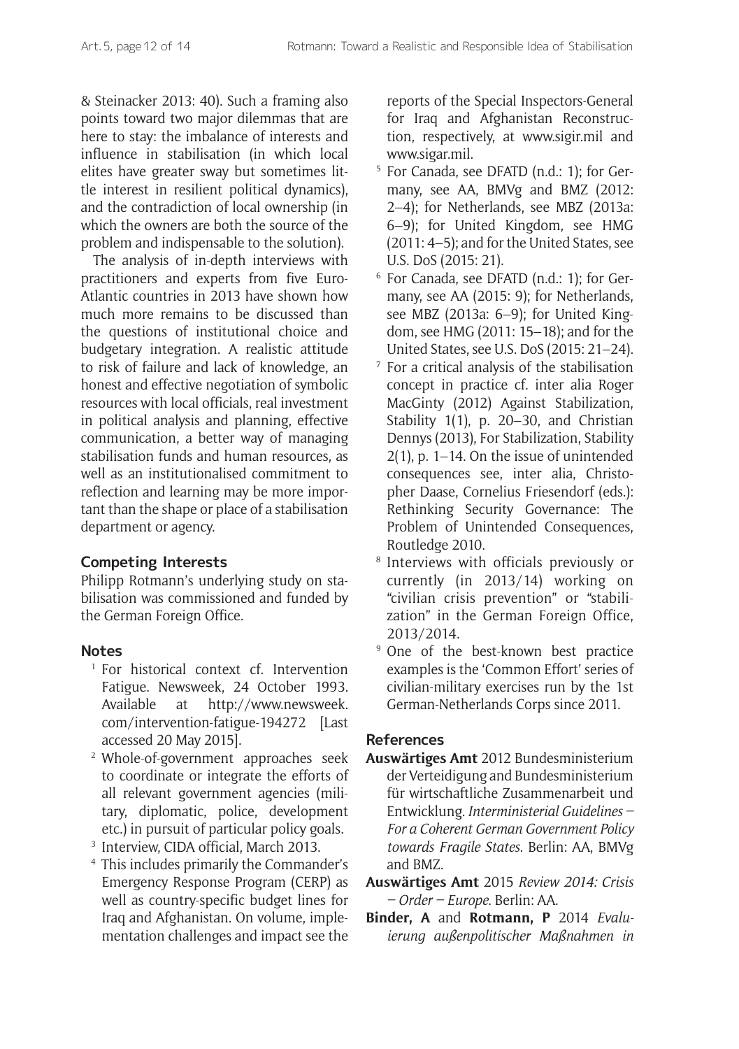& Steinacker 2013: 40). Such a framing also points toward two major dilemmas that are here to stay: the imbalance of interests and influence in stabilisation (in which local elites have greater sway but sometimes little interest in resilient political dynamics), and the contradiction of local ownership (in which the owners are both the source of the problem and indispensable to the solution).

The analysis of in-depth interviews with practitioners and experts from five Euro-Atlantic countries in 2013 have shown how much more remains to be discussed than the questions of institutional choice and budgetary integration. A realistic attitude to risk of failure and lack of knowledge, an honest and effective negotiation of symbolic resources with local officials, real investment in political analysis and planning, effective communication, a better way of managing stabilisation funds and human resources, as well as an institutionalised commitment to reflection and learning may be more important than the shape or place of a stabilisation department or agency.

## Competing Interests

Philipp Rotmann's underlying study on stabilisation was commissioned and funded by the German Foreign Office.

## Notes

1. For historical context cf. Intervention Fatigue. Newsweek, 24 October 1993. Available at http://www.newsweek.com/intervention-fatigue-194272 [Last accessed 20 May 2015].
2. Whole-of-government approaches seek to coordinate or integrate the efforts of all relevant government agencies (military, diplomatic, police, development etc.) in pursuit of particular policy goals.
3. Interview, CIDA official, March 2013.
4. This includes primarily the Commander's Emergency Response Program (CERP) as well as country-specific budget lines for Iraq and Afghanistan. On volume, implementation challenges and impact see the reports of the Special Inspectors-General for Iraq and Afghanistan Reconstruction, respectively, at www.sigir.mil and www.sigar.mil.
5. For Canada, see DFATD (n.d.: 1); for Germany, see AA, BMVg and BMZ (2012: 2–4); for Netherlands, see MBZ (2013a: 6–9); for United Kingdom, see HMG (2011: 4–5); and for the United States, see U.S. DoS (2015: 21).
6. For Canada, see DFATD (n.d.: 1); for Germany, see AA (2015: 9); for Netherlands, see MBZ (2013a: 6–9); for United Kingdom, see HMG (2011: 15–18); and for the United States, see U.S. DoS (2015: 21–24).
7. For a critical analysis of the stabilisation concept in practice cf. inter alia Roger MacGinty (2012) Against Stabilization, Stability 1(1), p. 20–30, and Christian Dennys (2013), For Stabilization, Stability 2(1), p. 1–14. On the issue of unintended consequences see, inter alia, Christopher Daase, Cornelius Friesendorf (eds.): Rethinking Security Governance: The Problem of Unintended Consequences, Routledge 2010.
8. Interviews with officials previously or currently (in 2013/14) working on "civilian crisis prevention" or "stabilization" in the German Foreign Office, 2013/2014.
9. One of the best-known best practice examples is the 'Common Effort' series of civilian-military exercises run by the 1st German-Netherlands Corps since 2011.

## References

**Auswärtiges Amt** 2012 Bundesministerium der Verteidigung and Bundesministerium für wirtschaftliche Zusammenarbeit und Entwicklung. *Interministerial Guidelines – For a Coherent German Government Policy towards Fragile States*. Berlin: AA, BMVg and BMZ.

**Auswärtiges Amt** 2015 *Review 2014: Crisis – Order – Europe*. Berlin: AA.

**Binder, A** and **Rotmann, P** 2014 *Evaluierung außenpolitischer Maßnahmen in*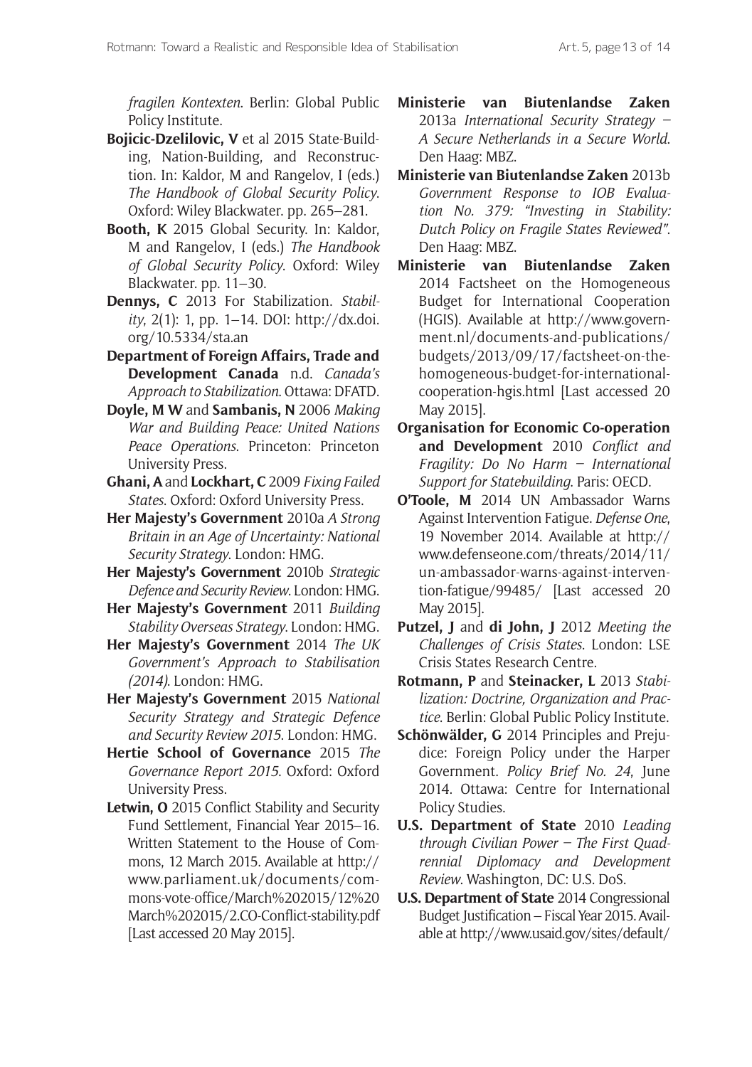*fragilen Kontexten*. Berlin: Global Public Policy Institute.

**Bojicic-Dzelilovic, V** et al 2015 State-Building, Nation-Building, and Reconstruction. In: Kaldor, M and Rangelov, I (eds.) *The Handbook of Global Security Policy*. Oxford: Wiley Blackwater. pp. 265–281.

**Booth, K** 2015 Global Security. In: Kaldor, M and Rangelov, I (eds.) *The Handbook of Global Security Policy*. Oxford: Wiley Blackwater. pp. 11–30.

**Dennys, C** 2013 For Stabilization. *Stability*, 2(1): 1, pp. 1–14. DOI: http://dx.doi.org/10.5334/sta.an

**Department of Foreign Affairs, Trade and Development Canada** n.d. *Canada's Approach to Stabilization*. Ottawa: DFATD.

**Doyle, M W** and **Sambanis, N** 2006 *Making War and Building Peace: United Nations Peace Operations*. Princeton: Princeton University Press.

**Ghani, A** and **Lockhart, C** 2009 *Fixing Failed States*. Oxford: Oxford University Press.

**Her Majesty's Government** 2010a *A Strong Britain in an Age of Uncertainty: National Security Strategy*. London: HMG.

**Her Majesty's Government** 2010b *Strategic Defence and Security Review*. London: HMG.

**Her Majesty's Government** 2011 *Building Stability Overseas Strategy*. London: HMG.

**Her Majesty's Government** 2014 *The UK Government's Approach to Stabilisation (2014)*. London: HMG.

**Her Majesty's Government** 2015 *National Security Strategy and Strategic Defence and Security Review 2015*. London: HMG.

**Hertie School of Governance** 2015 *The Governance Report 2015*. Oxford: Oxford University Press.

**Letwin, O** 2015 Conflict Stability and Security Fund Settlement, Financial Year 2015–16. Written Statement to the House of Commons, 12 March 2015. Available at http://www.parliament.uk/documents/commons-vote-office/March%202015/12%20March%202015/2.CO-Conflict-stability.pdf [Last accessed 20 May 2015].

**Ministerie van Biutenlandse Zaken** 2013a *International Security Strategy – A Secure Netherlands in a Secure World*. Den Haag: MBZ.

**Ministerie van Biutenlandse Zaken** 2013b *Government Response to IOB Evaluation No. 379: "Investing in Stability: Dutch Policy on Fragile States Reviewed"*. Den Haag: MBZ.

**Ministerie van Biutenlandse Zaken** 2014 Factsheet on the Homogeneous Budget for International Cooperation (HGIS). Available at http://www.government.nl/documents-and-publications/budgets/2013/09/17/factsheet-on-the-homogeneous-budget-for-international-cooperation-hgis.html [Last accessed 20 May 2015].

**Organisation for Economic Co-operation and Development** 2010 *Conflict and Fragility: Do No Harm – International Support for Statebuilding*. Paris: OECD.

**O'Toole, M** 2014 UN Ambassador Warns Against Intervention Fatigue. *Defense One*, 19 November 2014. Available at http://www.defenseone.com/threats/2014/11/un-ambassador-warns-against-intervention-fatigue/99485/ [Last accessed 20 May 2015].

**Putzel, J** and **di John, J** 2012 *Meeting the Challenges of Crisis States*. London: LSE Crisis States Research Centre.

**Rotmann, P** and **Steinacker, L** 2013 *Stabilization: Doctrine, Organization and Practice*. Berlin: Global Public Policy Institute.

**Schönwälder, G** 2014 Principles and Prejudice: Foreign Policy under the Harper Government. *Policy Brief No. 24*, June 2014. Ottawa: Centre for International Policy Studies.

**U.S. Department of State** 2010 *Leading through Civilian Power – The First Quadrennial Diplomacy and Development Review*. Washington, DC: U.S. DoS.

**U.S. Department of State** 2014 Congressional Budget Justification – Fiscal Year 2015. Available at http://www.usaid.gov/sites/default/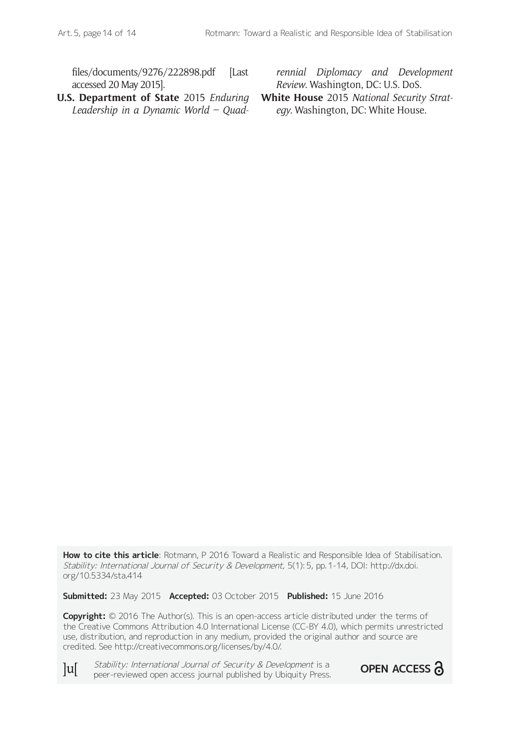files/documents/9276/222898.pdf [Last accessed 20 May 2015].

**U.S. Department of State** 2015 *Enduring Leadership in a Dynamic World – Quadrennial Diplomacy and Development Review*. Washington, DC: U.S. DoS.

**White House** 2015 *National Security Strategy*. Washington, DC: White House.

**How to cite this article**: Rotmann, P 2016 Toward a Realistic and Responsible Idea of Stabilisation. *Stability: International Journal of Security & Development,* 5(1): 5, pp. 1-14, DOI: http://dx.doi.org/10.5334/sta.414

**Submitted:** 23 May 2015 **Accepted:** 03 October 2015 **Published:** 15 June 2016

**Copyright:** © 2016 The Author(s). This is an open-access article distributed under the terms of the Creative Commons Attribution 4.0 International License (CC-BY 4.0), which permits unrestricted use, distribution, and reproduction in any medium, provided the original author and source are credited. See http://creativecommons.org/licenses/by/4.0/.

]u[ *Stability: International Journal of Security & Development* is a peer-reviewed open access journal published by Ubiquity Press.

**OPEN ACCESS**